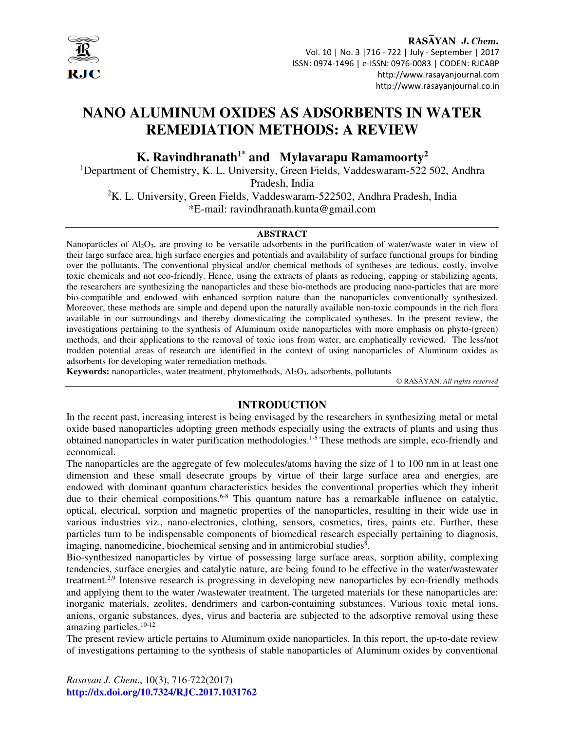# NANO ALUMINUM OXIDES AS ADSORBENTS IN WATER REMEDIATION METHODS: A REVIEW

**K. Ravindhranath[1*] and Mylavarapu Ramamoorty[2]**

[1]Department of Chemistry, K. L. University, Green Fields, Vaddeswaram-522 502, Andhra Pradesh, India

[2]K. L. University, Green Fields, Vaddeswaram-522502, Andhra Pradesh, India

*E-mail: ravindhranath.kunta@gmail.com

## ABSTRACT

Nanoparticles of $Al_2O_3$, are proving to be versatile adsorbents in the purification of water/waste water in view of their large surface area, high surface energies and potentials and availability of surface functional groups for binding over the pollutants. The conventional physical and/or chemical methods of syntheses are tedious, costly, involve toxic chemicals and not eco-friendly. Hence, using the extracts of plants as reducing, capping or stabilizing agents, the researchers are synthesizing the nanoparticles and these bio-methods are producing nano-particles that are more bio-compatible and endowed with enhanced sorption nature than the nanoparticles conventionally synthesized. Moreover, these methods are simple and depend upon the naturally available non-toxic compounds in the rich flora available in our surroundings and thereby domesticating the complicated syntheses. In the present review, the investigations pertaining to the synthesis of Aluminum oxide nanoparticles with more emphasis on phyto-(green) methods, and their applications to the removal of toxic ions from water, are emphatically reviewed. The less/not trodden potential areas of research are identified in the context of using nanoparticles of Aluminum oxides as adsorbents for developing water remediation methods.

**Keywords:** nanoparticles, water treatment, phytomethods, $Al_2O_3$, adsorbents, pollutants

© RASĀYAN. *All rights reserved*

## INTRODUCTION

In the recent past, increasing interest is being envisaged by the researchers in synthesizing metal or metal oxide based nanoparticles adopting green methods especially using the extracts of plants and using thus obtained nanoparticles in water purification methodologies.[1-5] These methods are simple, eco-friendly and economical.

The nanoparticles are the aggregate of few molecules/atoms having the size of 1 to 100 nm in at least one dimension and these small desecrate groups by virtue of their large surface area and energies, are endowed with dominant quantum characteristics besides the conventional properties which they inherit due to their chemical compositions.[6-8] This quantum nature has a remarkable influence on catalytic, optical, electrical, sorption and magnetic properties of the nanoparticles, resulting in their wide use in various industries viz., nano-electronics, clothing, sensors, cosmetics, tires, paints etc. Further, these particles turn to be indispensable components of biomedical research especially pertaining to diagnosis, imaging, nanomedicine, biochemical sensing and in antimicrobial studies[8].

Bio-synthesized nanoparticles by virtue of possessing large surface areas, sorption ability, complexing tendencies, surface energies and catalytic nature, are being found to be effective in the water/wastewater treatment.[2,9] Intensive research is progressing in developing new nanoparticles by eco-friendly methods and applying them to the water /wastewater treatment. The targeted materials for these nanoparticles are: inorganic materials, zeolites, dendrimers and carbon-containing substances. Various toxic metal ions, anions, organic substances, dyes, virus and bacteria are subjected to the adsorptive removal using these amazing particles.[10-12]

The present review article pertains to Aluminum oxide nanoparticles. In this report, the up-to-date review of investigations pertaining to the synthesis of stable nanoparticles of Aluminum oxides by conventional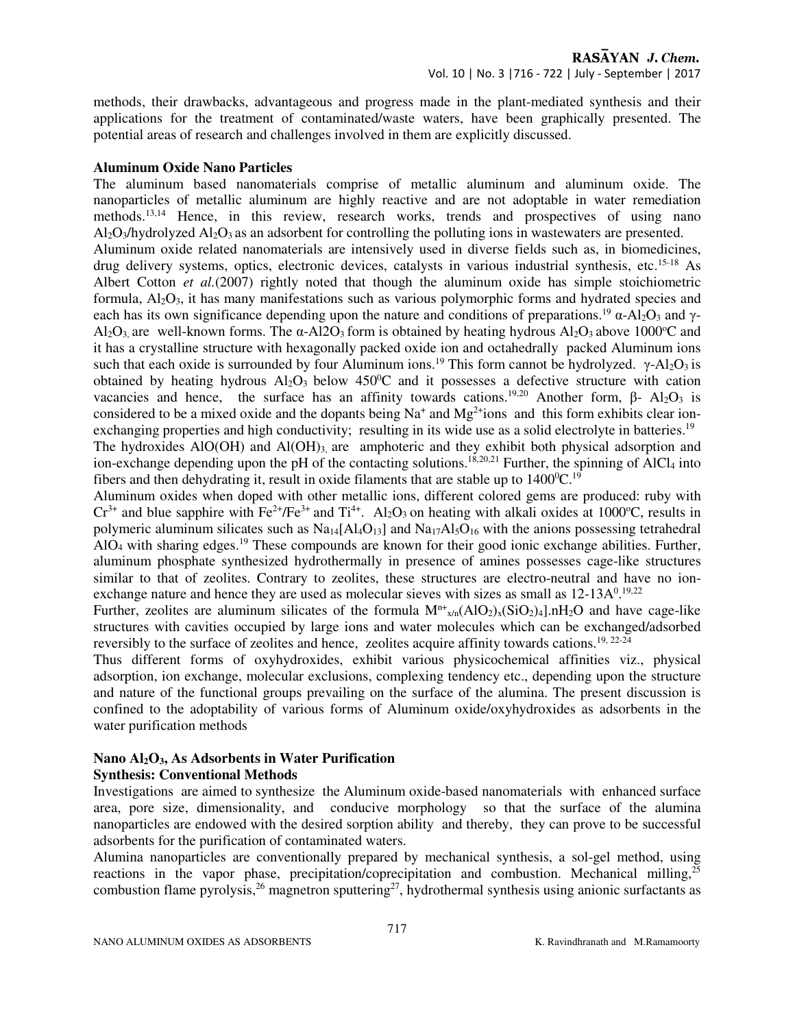methods, their drawbacks, advantageous and progress made in the plant-mediated synthesis and their applications for the treatment of contaminated/waste waters, have been graphically presented. The potential areas of research and challenges involved in them are explicitly discussed.

### Aluminum Oxide Nano Particles

The aluminum based nanomaterials comprise of metallic aluminum and aluminum oxide. The nanoparticles of metallic aluminum are highly reactive and are not adoptable in water remediation methods.[13,14] Hence, in this review, research works, trends and prospectives of using nano $Al_2O_3$/hydrolyzed $Al_2O_3$ as an adsorbent for controlling the polluting ions in wastewaters are presented.

Aluminum oxide related nanomaterials are intensively used in diverse fields such as, in biomedicines, drug delivery systems, optics, electronic devices, catalysts in various industrial synthesis, etc.[15-18] As Albert Cotton *et al.*(2007) rightly noted that though the aluminum oxide has simple stoichiometric formula, $Al_2O_3$, it has many manifestations such as various polymorphic forms and hydrated species and each has its own significance depending upon the nature and conditions of preparations.[19] $\alpha$-$Al_2O_3$ and $\gamma$-$Al_2O_3$, are well-known forms. The $\alpha$-Al2O3 form is obtained by heating hydrous $Al_2O_3$ above 1000$^o$C and it has a crystalline structure with hexagonally packed oxide ion and octahedrally packed Aluminum ions such that each oxide is surrounded by four Aluminum ions.[19] This form cannot be hydrolyzed. $\gamma$-$Al_2O_3$ is obtained by heating hydrous $Al_2O_3$ below 450$^0$C and it possesses a defective structure with cation vacancies and hence, the surface has an affinity towards cations.[19,20] Another form, $\beta$- $Al_2O_3$ is considered to be a mixed oxide and the dopants being $Na^+$ and $Mg^{2+}$ions and this form exhibits clear ion-exchanging properties and high conductivity; resulting in its wide use as a solid electrolyte in batteries.[19]

The hydroxides AlO(OH) and $Al(OH)_3$, are amphoteric and they exhibit both physical adsorption and ion-exchange depending upon the pH of the contacting solutions.[18,20,21] Further, the spinning of $AlCl_4$ into fibers and then dehydrating it, result in oxide filaments that are stable up to 1400$^0$C.[19]

Aluminum oxides when doped with other metallic ions, different colored gems are produced: ruby with $Cr^{3+}$ and blue sapphire with $Fe^{2+}$/$Fe^{3+}$ and $Ti^{4+}$. $Al_2O_3$ on heating with alkali oxides at 1000$^o$C, results in polymeric aluminum silicates such as $Na_{14}[Al_4O_{13}]$ and $Na_{17}Al_5O_{16}$ with the anions possessing tetrahedral $AlO_4$ with sharing edges.[19] These compounds are known for their good ionic exchange abilities. Further, aluminum phosphate synthesized hydrothermally in presence of amines possesses cage-like structures similar to that of zeolites. Contrary to zeolites, these structures are electro-neutral and have no ion-exchange nature and hence they are used as molecular sieves with sizes as small as 12-13A$^0$.[19,22]

Further, zeolites are aluminum silicates of the formula $M^{n+}{}_{x/n}(AlO_2)_x(SiO_2)_4].nH_2O$ and have cage-like structures with cavities occupied by large ions and water molecules which can be exchanged/adsorbed reversibly to the surface of zeolites and hence, zeolites acquire affinity towards cations.[19, 22-24]

Thus different forms of oxyhydroxides, exhibit various physicochemical affinities viz., physical adsorption, ion exchange, molecular exclusions, complexing tendency etc., depending upon the structure and nature of the functional groups prevailing on the surface of the alumina. The present discussion is confined to the adoptability of various forms of Aluminum oxide/oxyhydroxides as adsorbents in the water purification methods

### Nano $Al_2O_3$, As Adsorbents in Water Purification

#### Synthesis: Conventional Methods

Investigations are aimed to synthesize the Aluminum oxide-based nanomaterials with enhanced surface area, pore size, dimensionality, and conducive morphology so that the surface of the alumina nanoparticles are endowed with the desired sorption ability and thereby, they can prove to be successful adsorbents for the purification of contaminated waters.

Alumina nanoparticles are conventionally prepared by mechanical synthesis, a sol-gel method, using reactions in the vapor phase, precipitation/coprecipitation and combustion. Mechanical milling,[25] combustion flame pyrolysis,[26] magnetron sputtering[27], hydrothermal synthesis using anionic surfactants as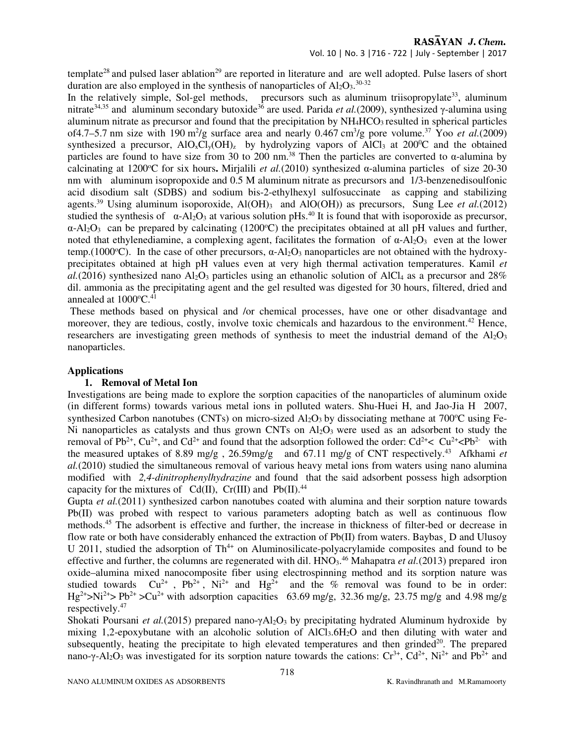template[28] and pulsed laser ablation[29] are reported in literature and are well adopted. Pulse lasers of short duration are also employed in the synthesis of nanoparticles of $Al_2O_3$.[30-32]

In the relatively simple, Sol-gel methods, precursors such as aluminum triisopropylate[33], aluminum nitrate[34,35] and aluminum secondary butoxide[36] are used. Parida *et al.*(2009), synthesized γ-alumina using aluminum nitrate as precursor and found that the precipitation by $NH_4HCO_3$ resulted in spherical particles of4.7–5.7 nm size with 190 $m^2$/g surface area and nearly 0.467 $cm^3$/g pore volume.[37] Yoo *et al.*(2009) synthesized a precursor, $AlO_xCl_y(OH)_z$ by hydrolyzing vapors of $AlCl_3$ at 200$^0$C and the obtained particles are found to have size from 30 to 200 nm.[38] Then the particles are converted to α-alumina by calcinating at 1200$^o$C for six hours**.** Mirjalili *et al.*(2010) synthesized α-alumina particles of size 20-30 nm with aluminum isopropoxide and 0.5 M aluminum nitrate as precursors and 1/3-benzenedisoulfonic acid disodium salt (SDBS) and sodium bis-2-ethylhexyl sulfosuccinate as capping and stabilizing agents.[39] Using aluminum isoporoxide, $Al(OH)_3$ and AlO(OH)) as precursors, Sung Lee *et al.*(2012) studied the synthesis of α-$Al_2O_3$ at various solution pHs.[40] It is found that with isoporoxide as precursor, α-$Al_2O_3$ can be prepared by calcinating (1200$^o$C) the precipitates obtained at all pH values and further, noted that ethylenediamine, a complexing agent, facilitates the formation of α-$Al_2O_3$ even at the lower temp.(1000$^o$C). In the case of other precursors, α-$Al_2O_3$ nanoparticles are not obtained with the hydroxy-precipitates obtained at high pH values even at very high thermal activation temperatures. Kamil *et al.*(2016) synthesized nano $Al_2O_3$ particles using an ethanolic solution of $AlCl_4$ as a precursor and 28% dil. ammonia as the precipitating agent and the gel resulted was digested for 30 hours, filtered, dried and annealed at 1000$^o$C.[41]

These methods based on physical and /or chemical processes, have one or other disadvantage and moreover, they are tedious, costly, involve toxic chemicals and hazardous to the environment.[42] Hence, researchers are investigating green methods of synthesis to meet the industrial demand of the $Al_2O_3$ nanoparticles.

## Applications

### 1. Removal of Metal Ion

Investigations are being made to explore the sorption capacities of the nanoparticles of aluminum oxide (in different forms) towards various metal ions in polluted waters. Shu-Huei H, and Jao-Jia H 2007, synthesized Carbon nanotubes (CNTs) on micro-sized $Al_2O_3$ by dissociating methane at 700$^o$C using Fe-Ni nanoparticles as catalysts and thus grown CNTs on $Al_2O_3$ were used as an adsorbent to study the removal of $Pb^{2+}$, $Cu^{2+}$, and $Cd^{2+}$ and found that the adsorption followed the order: $Cd^{2+}$< $Cu^{2+}$<$Pb^{2-}$ with the measured uptakes of 8.89 mg/g , 26.59mg/g and 67.11 mg/g of CNT respectively.[43] Afkhami *et al.*(2010) studied the simultaneous removal of various heavy metal ions from waters using nano alumina modified with *2,4-dinitrophenylhydrazine* and found that the said adsorbent possess high adsorption capacity for the mixtures of Cd(II), Cr(III) and Pb(II).[44]

Gupta *et al.*(2011) synthesized carbon nanotubes coated with alumina and their sorption nature towards Pb(II) was probed with respect to various parameters adopting batch as well as continuous flow methods.[45] The adsorbent is effective and further, the increase in thickness of filter-bed or decrease in flow rate or both have considerably enhanced the extraction of Pb(II) from waters. Baybas¸ D and Ulusoy U 2011, studied the adsorption of $Th^{4+}$ on Aluminosilicate-polyacrylamide composites and found to be effective and further, the columns are regenerated with dil. $HNO_3$.[46] Mahapatra *et al.*(2013) prepared iron oxide–alumina mixed nanocomposite fiber using electrospinning method and its sorption nature was studied towards $Cu^{2+}$ , $Pb^{2+}$ , $Ni^{2+}$ and $Hg^{2+}$ and the % removal was found to be in order: $Hg^{2+}$>$Ni^{2+}$> $Pb^{2+}$ >$Cu^{2+}$ with adsorption capacities 63.69 mg/g, 32.36 mg/g, 23.75 mg/g and 4.98 mg/g respectively.[47]

Shokati Poursani *et al.*(2015) prepared nano-γ$Al_2O_3$ by precipitating hydrated Aluminum hydroxide by mixing 1,2-epoxybutane with an alcoholic solution of $AlCl_3.6H_2O$ and then diluting with water and subsequently, heating the precipitate to high elevated temperatures and then grinded[20]. The prepared nano-γ-$Al_2O_3$ was investigated for its sorption nature towards the cations: $Cr^{3+}$, $Cd^{2+}$, $Ni^{2+}$ and $Pb^{2+}$ and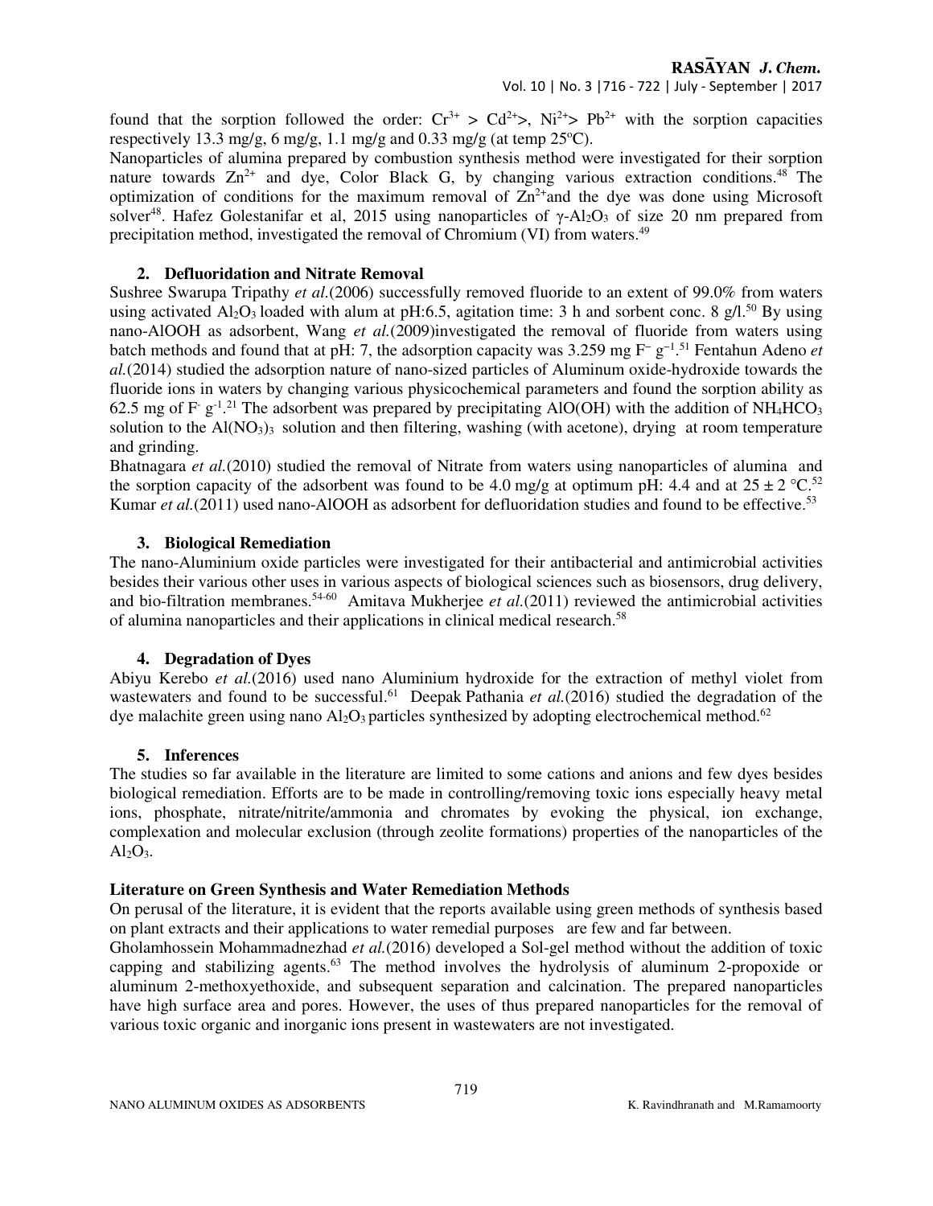found that the sorption followed the order: $Cr^{3+}$ > $Cd^{2+}$>, $Ni^{2+}$> $Pb^{2+}$ with the sorption capacities respectively 13.3 mg/g, 6 mg/g, 1.1 mg/g and 0.33 mg/g (at temp 25ºC).

Nanoparticles of alumina prepared by combustion synthesis method were investigated for their sorption nature towards $Zn^{2+}$ and dye, Color Black G, by changing various extraction conditions.[48] The optimization of conditions for the maximum removal of $Zn^{2+}$and the dye was done using Microsoft solver[48]. Hafez Golestanifar et al, 2015 using nanoparticles of γ-$Al_2O_3$ of size 20 nm prepared from precipitation method, investigated the removal of Chromium (VI) from waters.[49]

### 2. Defluoridation and Nitrate Removal

Sushree Swarupa Tripathy *et al.*(2006) successfully removed fluoride to an extent of 99.0% from waters using activated $Al_2O_3$ loaded with alum at pH:6.5, agitation time: 3 h and sorbent conc. 8 g/l.[50] By using nano-AlOOH as adsorbent, Wang *et al.*(2009)investigated the removal of fluoride from waters using batch methods and found that at pH: 7, the adsorption capacity was 3.259 mg $F^{-}$ $g^{-1}$.[51] Fentahun Adeno *et al.*(2014) studied the adsorption nature of nano-sized particles of Aluminum oxide-hydroxide towards the fluoride ions in waters by changing various physicochemical parameters and found the sorption ability as 62.5 mg of $F^{-}$ $g^{-1}$.[21] The adsorbent was prepared by precipitating AlO(OH) with the addition of $NH_4HCO_3$ solution to the $Al(NO_3)_3$ solution and then filtering, washing (with acetone), drying at room temperature and grinding.

Bhatnagara *et al.*(2010) studied the removal of Nitrate from waters using nanoparticles of alumina and the sorption capacity of the adsorbent was found to be 4.0 mg/g at optimum pH: 4.4 and at 25 ± 2 °C.[52] Kumar *et al.*(2011) used nano-AlOOH as adsorbent for defluoridation studies and found to be effective.[53]

### 3. Biological Remediation

The nano-Aluminium oxide particles were investigated for their antibacterial and antimicrobial activities besides their various other uses in various aspects of biological sciences such as biosensors, drug delivery, and bio-filtration membranes.[54-60] Amitava Mukherjee *et al.*(2011) reviewed the antimicrobial activities of alumina nanoparticles and their applications in clinical medical research.[58]

### 4. Degradation of Dyes

Abiyu Kerebo *et al.*(2016) used nano Aluminium hydroxide for the extraction of methyl violet from wastewaters and found to be successful.[61] Deepak Pathania *et al.*(2016) studied the degradation of the dye malachite green using nano $Al_2O_3$ particles synthesized by adopting electrochemical method.[62]

### 5. Inferences

The studies so far available in the literature are limited to some cations and anions and few dyes besides biological remediation. Efforts are to be made in controlling/removing toxic ions especially heavy metal ions, phosphate, nitrate/nitrite/ammonia and chromates by evoking the physical, ion exchange, complexation and molecular exclusion (through zeolite formations) properties of the nanoparticles of the $Al_2O_3$.

## Literature on Green Synthesis and Water Remediation Methods

On perusal of the literature, it is evident that the reports available using green methods of synthesis based on plant extracts and their applications to water remedial purposes are few and far between.

Gholamhossein Mohammadnezhad *et al.*(2016) developed a Sol-gel method without the addition of toxic capping and stabilizing agents.[63] The method involves the hydrolysis of aluminum 2-propoxide or aluminum 2-methoxyethoxide, and subsequent separation and calcination. The prepared nanoparticles have high surface area and pores. However, the uses of thus prepared nanoparticles for the removal of various toxic organic and inorganic ions present in wastewaters are not investigated.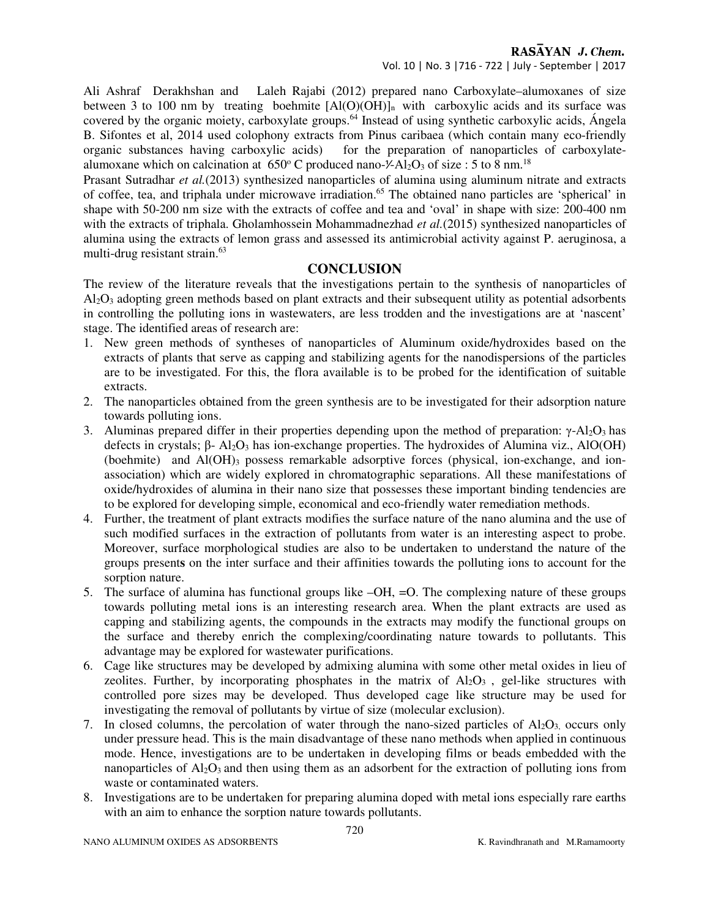Ali Ashraf Derakhshan and Laleh Rajabi (2012) prepared nano Carboxylate–alumoxanes of size between 3 to 100 nm by treating boehmite $[Al(O)(OH)]_n$ with carboxylic acids and its surface was covered by the organic moiety, carboxylate groups.[64] Instead of using synthetic carboxylic acids, Ángela B. Sifontes et al, 2014 used colophony extracts from Pinus caribaea (which contain many eco-friendly organic substances having carboxylic acids) for the preparation of nanoparticles of carboxylate-alumoxane which on calcination at 650° C produced nano-$\gamma$-$Al_2O_3$ of size : 5 to 8 nm.[18]

Prasant Sutradhar *et al.*(2013) synthesized nanoparticles of alumina using aluminum nitrate and extracts of coffee, tea, and triphala under microwave irradiation.[65] The obtained nano particles are 'spherical' in shape with 50-200 nm size with the extracts of coffee and tea and 'oval' in shape with size: 200-400 nm with the extracts of triphala. Gholamhossein Mohammadnezhad *et al.*(2015) synthesized nanoparticles of alumina using the extracts of lemon grass and assessed its antimicrobial activity against P. aeruginosa, a multi-drug resistant strain.[63]

## CONCLUSION

The review of the literature reveals that the investigations pertain to the synthesis of nanoparticles of $Al_2O_3$ adopting green methods based on plant extracts and their subsequent utility as potential adsorbents in controlling the polluting ions in wastewaters, are less trodden and the investigations are at 'nascent' stage. The identified areas of research are:

1. New green methods of syntheses of nanoparticles of Aluminum oxide/hydroxides based on the extracts of plants that serve as capping and stabilizing agents for the nanodispersions of the particles are to be investigated. For this, the flora available is to be probed for the identification of suitable extracts.
2. The nanoparticles obtained from the green synthesis are to be investigated for their adsorption nature towards polluting ions.
3. Aluminas prepared differ in their properties depending upon the method of preparation: $\gamma$-$Al_2O_3$ has defects in crystals; $\beta$- $Al_2O_3$ has ion-exchange properties. The hydroxides of Alumina viz., AlO(OH) (boehmite) and $Al(OH)_3$ possess remarkable adsorptive forces (physical, ion-exchange, and ion-association) which are widely explored in chromatographic separations. All these manifestations of oxide/hydroxides of alumina in their nano size that possesses these important binding tendencies are to be explored for developing simple, economical and eco-friendly water remediation methods.
4. Further, the treatment of plant extracts modifies the surface nature of the nano alumina and the use of such modified surfaces in the extraction of pollutants from water is an interesting aspect to probe. Moreover, surface morphological studies are also to be undertaken to understand the nature of the groups present**s** on the inter surface and their affinities towards the polluting ions to account for the sorption nature.
5. The surface of alumina has functional groups like –OH, =O. The complexing nature of these groups towards polluting metal ions is an interesting research area. When the plant extracts are used as capping and stabilizing agents, the compounds in the extracts may modify the functional groups on the surface and thereby enrich the complexing/coordinating nature towards to pollutants. This advantage may be explored for wastewater purifications.
6. Cage like structures may be developed by admixing alumina with some other metal oxides in lieu of zeolites. Further, by incorporating phosphates in the matrix of $Al_2O_3$ , gel-like structures with controlled pore sizes may be developed. Thus developed cage like structure may be used for investigating the removal of pollutants by virtue of size (molecular exclusion).
7. In closed columns, the percolation of water through the nano-sized particles of $Al_2O_3$, occurs only under pressure head. This is the main disadvantage of these nano methods when applied in continuous mode. Hence, investigations are to be undertaken in developing films or beads embedded with the nanoparticles of $Al_2O_3$ and then using them as an adsorbent for the extraction of polluting ions from waste or contaminated waters.
8. Investigations are to be undertaken for preparing alumina doped with metal ions especially rare earths with an aim to enhance the sorption nature towards pollutants.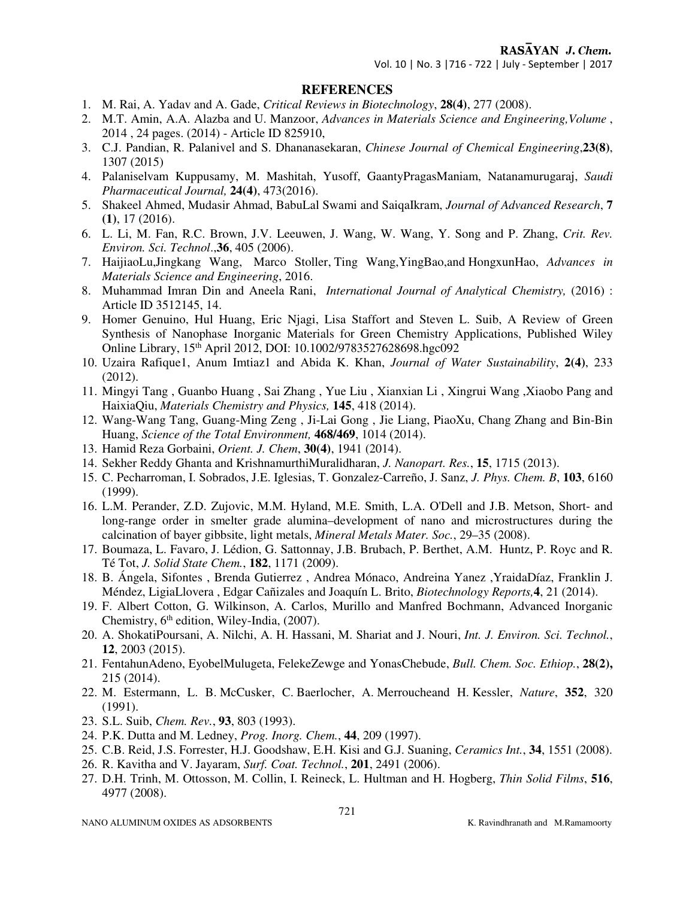## REFERENCES

1. M. Rai, A. Yadav and A. Gade, *Critical Reviews in Biotechnology*, **28(4)**, 277 (2008).
2. M.T. Amin, A.A. Alazba and U. Manzoor, *Advances in Materials Science and Engineering,Volume* , 2014 , 24 pages. (2014) - Article ID 825910,
3. C.J. Pandian, R. Palanivel and S. Dhananasekaran, *Chinese Journal of Chemical Engineering*,**23(8)**, 1307 (2015)
4. Palaniselvam Kuppusamy, M. Mashitah, Yusoff, GaantyPragasManiam, Natanamurugaraj, *Saudi Pharmaceutical Journal,* **24(4)**, 473(2016).
5. Shakeel Ahmed, Mudasir Ahmad, BabuLal Swami and SaiqaIkram, *Journal of Advanced Research*, **7 (1)**, 17 (2016).
6. L. Li, M. Fan, R.C. Brown, J.V. Leeuwen, J. Wang, W. Wang, Y. Song and P. Zhang, *Crit. Rev. Environ. Sci. Technol*.,**36**, 405 (2006).
7. HaijiaoLu,Jingkang Wang, Marco Stoller, Ting Wang,YingBao,and HongxunHao, *Advances in Materials Science and Engineering*, 2016.
8. Muhammad Imran Din and Aneela Rani, *International Journal of Analytical Chemistry,* (2016) : Article ID 3512145, 14.
9. Homer Genuino, Hul Huang, Eric Njagi, Lisa Staffort and Steven L. Suib, A Review of Green Synthesis of Nanophase Inorganic Materials for Green Chemistry Applications, Published Wiley Online Library, 15th April 2012, DOI: 10.1002/9783527628698.hgc092
10. Uzaira Rafique1, Anum Imtiaz1 and Abida K. Khan, *Journal of Water Sustainability*, **2(4)**, 233 (2012).
11. Mingyi Tang , Guanbo Huang , Sai Zhang , Yue Liu , Xianxian Li , Xingrui Wang ,Xiaobo Pang and HaixiaQiu, *Materials Chemistry and Physics,* **145**, 418 (2014).
12. Wang-Wang Tang, Guang-Ming Zeng , Ji-Lai Gong , Jie Liang, PiaoXu, Chang Zhang and Bin-Bin Huang, *Science of the Total Environment,* **468/469**, 1014 (2014).
13. Hamid Reza Gorbaini, *Orient. J. Chem*, **30(4)**, 1941 (2014).
14. Sekher Reddy Ghanta and KrishnamurthiMuralidharan, *J. Nanopart. Res.*, **15**, 1715 (2013).
15. C. Pecharroman, I. Sobrados, J.E. Iglesias, T. Gonzalez-Carreño, J. Sanz, *J. Phys. Chem. B*, **103**, 6160 (1999).
16. L.M. Perander, Z.D. Zujovic, M.M. Hyland, M.E. Smith, L.A. O'Dell and J.B. Metson, Short- and long-range order in smelter grade alumina–development of nano and microstructures during the calcination of bayer gibbsite, light metals, *Mineral Metals Mater. Soc.*, 29–35 (2008).
17. Boumaza, L. Favaro, J. Lédion, G. Sattonnay, J.B. Brubach, P. Berthet, A.M. Huntz, P. Royc and R. Té Tot, *J. Solid State Chem.*, **182**, 1171 (2009).
18. B. Ángela, Sifontes , Brenda Gutierrez , Andrea Mónaco, Andreina Yanez ,YraidaDíaz, Franklin J. Méndez, LigiaLlovera , Edgar Cañizales and Joaquín L. Brito, *Biotechnology Reports,***4**, 21 (2014).
19. F. Albert Cotton, G. Wilkinson, A. Carlos, Murillo and Manfred Bochmann, Advanced Inorganic Chemistry, 6th edition, Wiley-India, (2007).
20. A. ShokatiPoursani, A. Nilchi, A. H. Hassani, M. Shariat and J. Nouri, *Int. J. Environ. Sci. Technol.*, **12**, 2003 (2015).
21. FentahunAdeno, EyobelMulugeta, FelekeZewge and YonasChebude, *Bull. Chem. Soc. Ethiop.*, **28(2),** 215 (2014).
22. M. Estermann, L. B. McCusker, C. Baerlocher, A. Merroucheand H. Kessler, *Nature*, **352**, 320 (1991).
23. S.L. Suib, *Chem. Rev.*, **93**, 803 (1993).
24. P.K. Dutta and M. Ledney, *Prog. Inorg. Chem.*, **44**, 209 (1997).
25. C.B. Reid, J.S. Forrester, H.J. Goodshaw, E.H. Kisi and G.J. Suaning, *Ceramics Int.*, **34**, 1551 (2008).
26. R. Kavitha and V. Jayaram, *Surf. Coat. Technol.*, **201**, 2491 (2006).
27. D.H. Trinh, M. Ottosson, M. Collin, I. Reineck, L. Hultman and H. Hogberg, *Thin Solid Films*, **516**, 4977 (2008).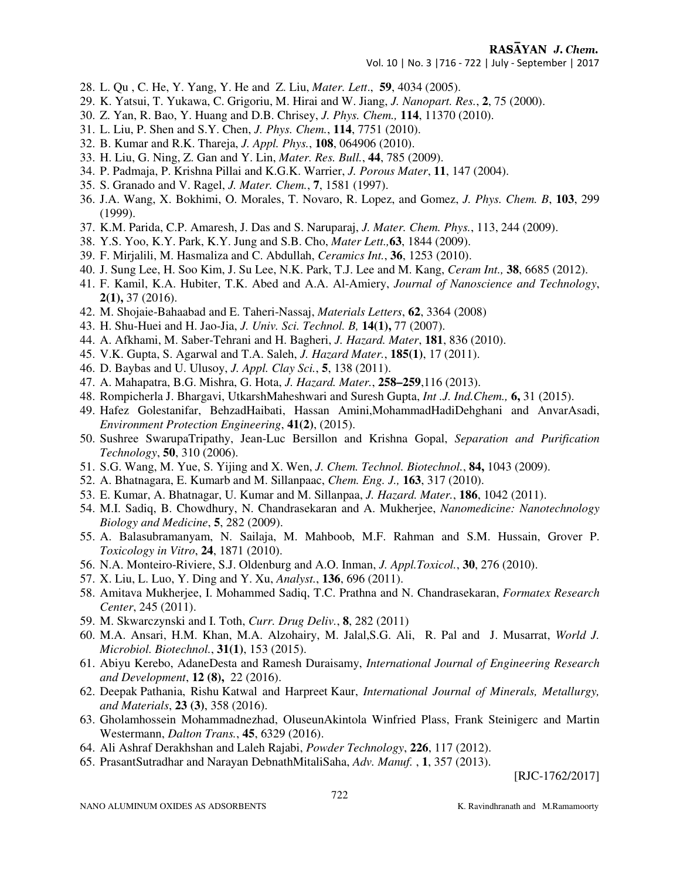28. L. Qu , C. He, Y. Yang, Y. He and Z. Liu, *Mater. Lett*., **59**, 4034 (2005).
29. K. Yatsui, T. Yukawa, C. Grigoriu, M. Hirai and W. Jiang, *J. Nanopart. Res.*, **2**, 75 (2000).
30. Z. Yan, R. Bao, Y. Huang and D.B. Chrisey, *J. Phys. Chem.,* **114**, 11370 (2010).
31. L. Liu, P. Shen and S.Y. Chen, *J. Phys. Chem.*, **114**, 7751 (2010).
32. B. Kumar and R.K. Thareja, *J. Appl. Phys.*, **108**, 064906 (2010).
33. H. Liu, G. Ning, Z. Gan and Y. Lin, *Mater. Res. Bull.*, **44**, 785 (2009).
34. P. Padmaja, P. Krishna Pillai and K.G.K. Warrier, *J. Porous Mater*, **11**, 147 (2004).
35. S. Granado and V. Ragel, *J. Mater. Chem.*, **7**, 1581 (1997).
36. J.A. Wang, X. Bokhimi, O. Morales, T. Novaro, R. Lopez, and Gomez, *J. Phys. Chem. B*, **103**, 299 (1999).
37. K.M. Parida, C.P. Amaresh, J. Das and S. Naruparaj, *J. Mater. Chem. Phys.*, 113, 244 (2009).
38. Y.S. Yoo, K.Y. Park, K.Y. Jung and S.B. Cho, *Mater Lett.,***63**, 1844 (2009).
39. F. Mirjalili, M. Hasmaliza and C. Abdullah, *Ceramics Int.*, **36**, 1253 (2010).
40. J. Sung Lee, H. Soo Kim, J. Su Lee, N.K. Park, T.J. Lee and M. Kang, *Ceram Int.,* **38**, 6685 (2012).
41. F. Kamil, K.A. Hubiter, T.K. Abed and A.A. Al-Amiery, *Journal of Nanoscience and Technology*, **2(1),** 37 (2016).
42. M. Shojaie-Bahaabad and E. Taheri-Nassaj, *Materials Letters*, **62**, 3364 (2008)
43. H. Shu-Huei and H. Jao-Jia, *J. Univ. Sci. Technol. B,* **14(1),** 77 (2007).
44. A. Afkhami, M. Saber-Tehrani and H. Bagheri, *J. Hazard. Mater*, **181**, 836 (2010).
45. V.K. Gupta, S. Agarwal and T.A. Saleh, *J. Hazard Mater.*, **185(1)**, 17 (2011).
46. D. Baybas and U. Ulusoy, *J. Appl. Clay Sci.*, **5**, 138 (2011).
47. A. Mahapatra, B.G. Mishra, G. Hota, *J. Hazard. Mater.*, **258–259**,116 (2013).
48. Rompicherla J. Bhargavi, UtkarshMaheshwari and Suresh Gupta, *Int .J. Ind.Chem.,* **6,** 31 (2015).
49. Hafez Golestanifar, BehzadHaibati, Hassan Amini,MohammadHadiDehghani and AnvarAsadi, *Environment Protection Engineering*, **41(2)**, (2015).
50. Sushree SwarupaTripathy, Jean-Luc Bersillon and Krishna Gopal, *Separation and Purification Technology*, **50**, 310 (2006).
51. S.G. Wang, M. Yue, S. Yijing and X. Wen, *J. Chem. Technol. Biotechnol.*, **84,** 1043 (2009).
52. A. Bhatnagara, E. Kumarb and M. Sillanpaac, *Chem. Eng. J.,* **163**, 317 (2010).
53. E. Kumar, A. Bhatnagar, U. Kumar and M. Sillanpaa, *J. Hazard. Mater.*, **186**, 1042 (2011).
54. M.I. Sadiq, B. Chowdhury, N. Chandrasekaran and A. Mukherjee, *Nanomedicine: Nanotechnology Biology and Medicine*, **5**, 282 (2009).
55. A. Balasubramanyam, N. Sailaja, M. Mahboob, M.F. Rahman and S.M. Hussain, Grover P. *Toxicology in Vitro*, **24**, 1871 (2010).
56. N.A. Monteiro-Riviere, S.J. Oldenburg and A.O. Inman, *J. Appl.Toxicol.*, **30**, 276 (2010).
57. X. Liu, L. Luo, Y. Ding and Y. Xu, *Analyst.*, **136**, 696 (2011).
58. Amitava Mukherjee, I. Mohammed Sadiq, T.C. Prathna and N. Chandrasekaran, *Formatex Research Center*, 245 (2011).
59. M. Skwarczynski and I. Toth, *Curr. Drug Deliv.*, **8**, 282 (2011)
60. M.A. Ansari, H.M. Khan, M.A. Alzohairy, M. Jalal,S.G. Ali, R. Pal and J. Musarrat, *World J. Microbiol. Biotechnol.*, **31(1)**, 153 (2015).
61. Abiyu Kerebo, AdaneDesta and Ramesh Duraisamy, *International Journal of Engineering Research and Development*, **12 (8),** 22 (2016).
62. Deepak Pathania, Rishu Katwal and Harpreet Kaur, *International Journal of Minerals, Metallurgy, and Materials*, **23 (3)**, 358 (2016).
63. Gholamhossein Mohammadnezhad, OluseunAkintola Winfried Plass, Frank Steinigerc and Martin Westermann, *Dalton Trans.*, **45**, 6329 (2016).
64. Ali Ashraf Derakhshan and Laleh Rajabi, *Powder Technology*, **226**, 117 (2012).
65. PrasantSutradhar and Narayan DebnathMitaliSaha, *Adv. Manuf.* , **1**, 357 (2013).

[RJC-1762/2017]